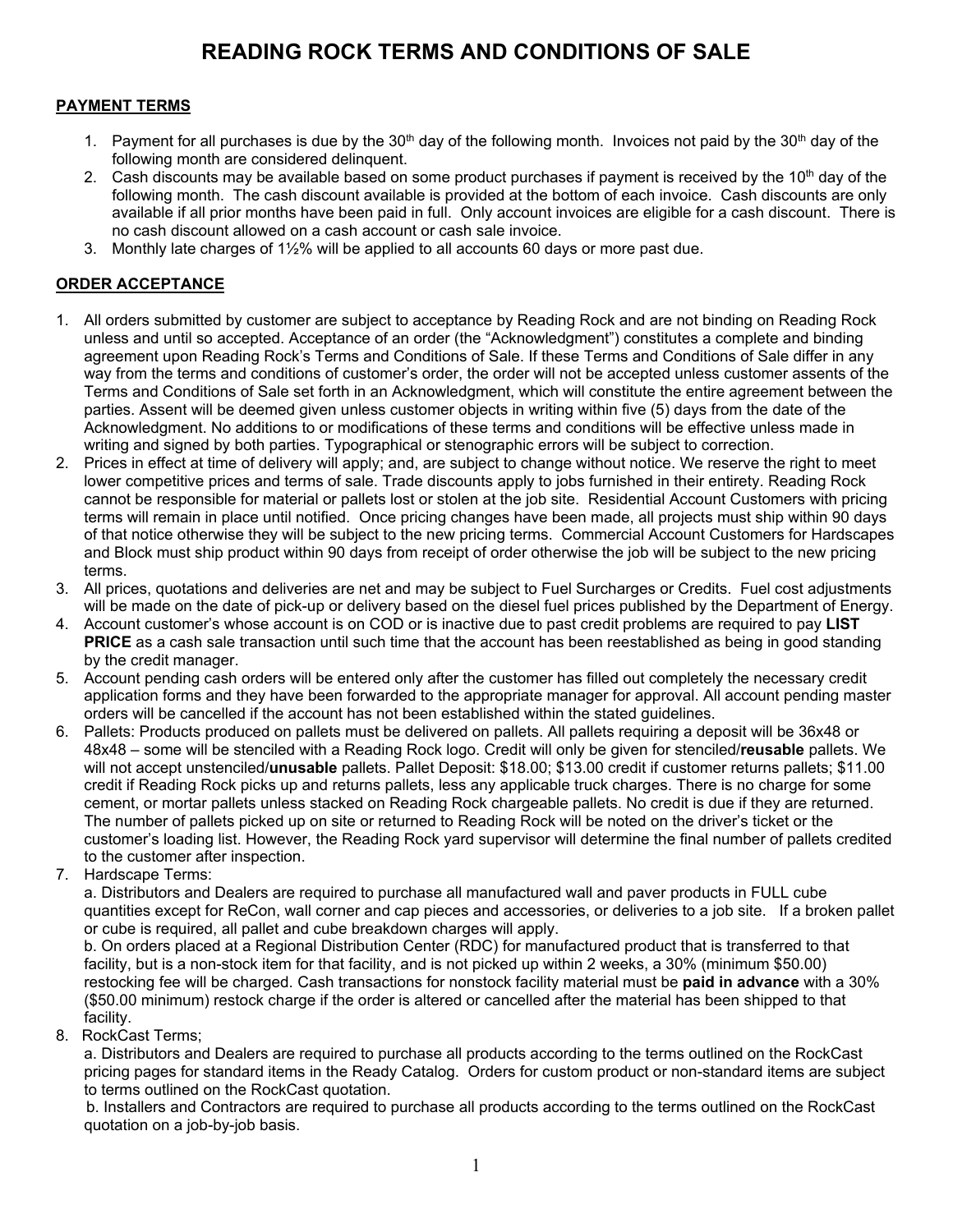# READING ROCK TERMS AND CONDITIONS OF SALE

## PAYMENT TERMS

1. Payment for all purchases is due by the 30th day of the following month. Invoices not paid by the 30th day of the following month are considered delinquent.
2. Cash discounts may be available based on some product purchases if payment is received by the 10th day of the following month. The cash discount available is provided at the bottom of each invoice. Cash discounts are only available if all prior months have been paid in full. Only account invoices are eligible for a cash discount. There is no cash discount allowed on a cash account or cash sale invoice.
3. Monthly late charges of 1½% will be applied to all accounts 60 days or more past due.

## ORDER ACCEPTANCE

1. All orders submitted by customer are subject to acceptance by Reading Rock and are not binding on Reading Rock unless and until so accepted. Acceptance of an order (the "Acknowledgment") constitutes a complete and binding agreement upon Reading Rock's Terms and Conditions of Sale. If these Terms and Conditions of Sale differ in any way from the terms and conditions of customer's order, the order will not be accepted unless customer assents of the Terms and Conditions of Sale set forth in an Acknowledgment, which will constitute the entire agreement between the parties. Assent will be deemed given unless customer objects in writing within five (5) days from the date of the Acknowledgment. No additions to or modifications of these terms and conditions will be effective unless made in writing and signed by both parties. Typographical or stenographic errors will be subject to correction.
2. Prices in effect at time of delivery will apply; and, are subject to change without notice. We reserve the right to meet lower competitive prices and terms of sale. Trade discounts apply to jobs furnished in their entirety. Reading Rock cannot be responsible for material or pallets lost or stolen at the job site. Residential Account Customers with pricing terms will remain in place until notified. Once pricing changes have been made, all projects must ship within 90 days of that notice otherwise they will be subject to the new pricing terms. Commercial Account Customers for Hardscapes and Block must ship product within 90 days from receipt of order otherwise the job will be subject to the new pricing terms.
3. All prices, quotations and deliveries are net and may be subject to Fuel Surcharges or Credits. Fuel cost adjustments will be made on the date of pick-up or delivery based on the diesel fuel prices published by the Department of Energy.
4. Account customer's whose account is on COD or is inactive due to past credit problems are required to pay **LIST PRICE** as a cash sale transaction until such time that the account has been reestablished as being in good standing by the credit manager.
5. Account pending cash orders will be entered only after the customer has filled out completely the necessary credit application forms and they have been forwarded to the appropriate manager for approval. All account pending master orders will be cancelled if the account has not been established within the stated guidelines.
6. Pallets: Products produced on pallets must be delivered on pallets. All pallets requiring a deposit will be 36x48 or 48x48 – some will be stenciled with a Reading Rock logo. Credit will only be given for stenciled/**reusable** pallets. We will not accept unstenciled/**unusable** pallets. Pallet Deposit: $18.00; $13.00 credit if customer returns pallets; $11.00 credit if Reading Rock picks up and returns pallets, less any applicable truck charges. There is no charge for some cement, or mortar pallets unless stacked on Reading Rock chargeable pallets. No credit is due if they are returned. The number of pallets picked up on site or returned to Reading Rock will be noted on the driver's ticket or the customer's loading list. However, the Reading Rock yard supervisor will determine the final number of pallets credited to the customer after inspection.
7. Hardscape Terms:

   a. Distributors and Dealers are required to purchase all manufactured wall and paver products in FULL cube quantities except for ReCon, wall corner and cap pieces and accessories, or deliveries to a job site. If a broken pallet or cube is required, all pallet and cube breakdown charges will apply.

   b. On orders placed at a Regional Distribution Center (RDC) for manufactured product that is transferred to that facility, but is a non-stock item for that facility, and is not picked up within 2 weeks, a 30% (minimum $50.00) restocking fee will be charged. Cash transactions for nonstock facility material must be **paid in advance** with a 30% ($50.00 minimum) restock charge if the order is altered or cancelled after the material has been shipped to that facility.
8. RockCast Terms;

   a. Distributors and Dealers are required to purchase all products according to the terms outlined on the RockCast pricing pages for standard items in the Ready Catalog. Orders for custom product or non-standard items are subject to terms outlined on the RockCast quotation.

   b. Installers and Contractors are required to purchase all products according to the terms outlined on the RockCast quotation on a job-by-job basis.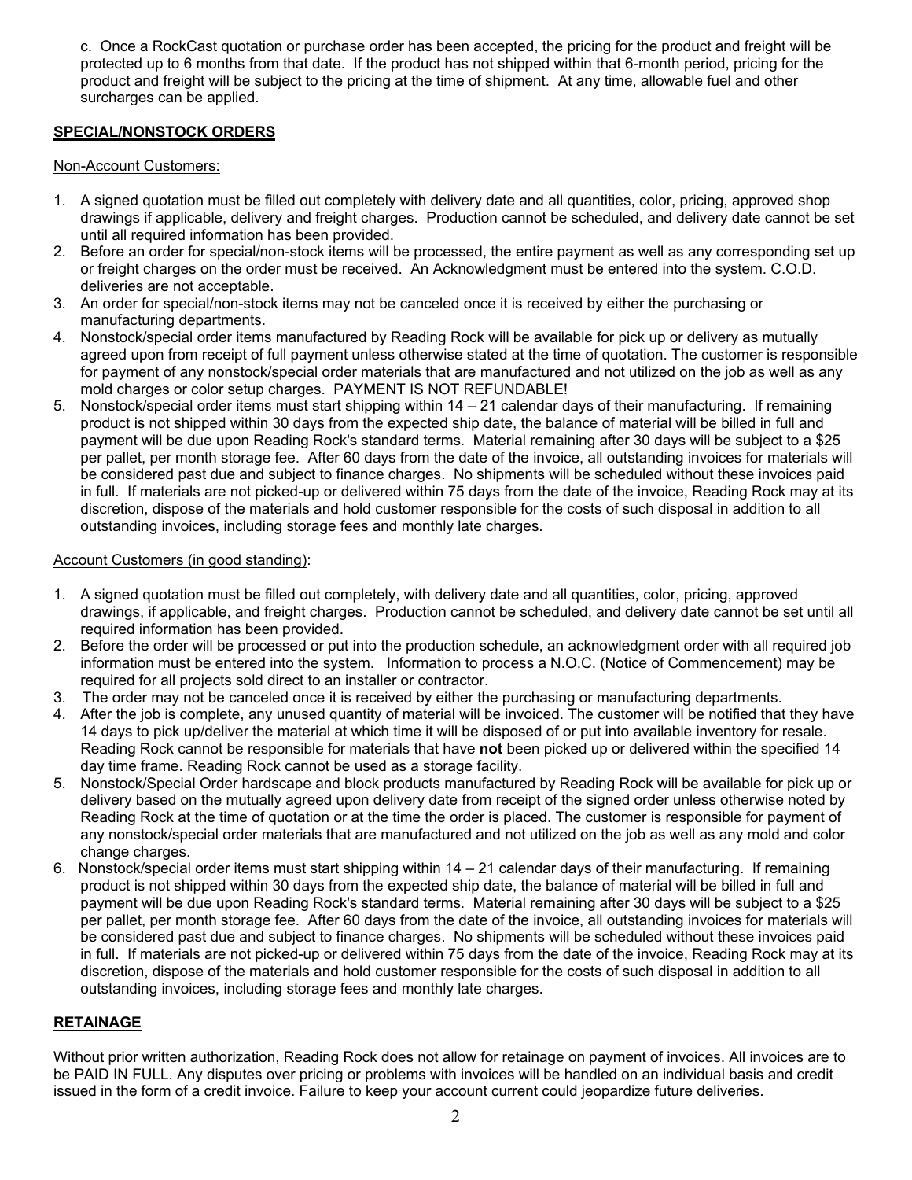c. Once a RockCast quotation or purchase order has been accepted, the pricing for the product and freight will be protected up to 6 months from that date. If the product has not shipped within that 6-month period, pricing for the product and freight will be subject to the pricing at the time of shipment. At any time, allowable fuel and other surcharges can be applied.

**SPECIAL/NONSTOCK ORDERS**

Non-Account Customers:

1. A signed quotation must be filled out completely with delivery date and all quantities, color, pricing, approved shop drawings if applicable, delivery and freight charges. Production cannot be scheduled, and delivery date cannot be set until all required information has been provided.
2. Before an order for special/non-stock items will be processed, the entire payment as well as any corresponding set up or freight charges on the order must be received. An Acknowledgment must be entered into the system. C.O.D. deliveries are not acceptable.
3. An order for special/non-stock items may not be canceled once it is received by either the purchasing or manufacturing departments.
4. Nonstock/special order items manufactured by Reading Rock will be available for pick up or delivery as mutually agreed upon from receipt of full payment unless otherwise stated at the time of quotation. The customer is responsible for payment of any nonstock/special order materials that are manufactured and not utilized on the job as well as any mold charges or color setup charges. PAYMENT IS NOT REFUNDABLE!
5. Nonstock/special order items must start shipping within 14 – 21 calendar days of their manufacturing. If remaining product is not shipped within 30 days from the expected ship date, the balance of material will be billed in full and payment will be due upon Reading Rock's standard terms. Material remaining after 30 days will be subject to a $25 per pallet, per month storage fee. After 60 days from the date of the invoice, all outstanding invoices for materials will be considered past due and subject to finance charges. No shipments will be scheduled without these invoices paid in full. If materials are not picked-up or delivered within 75 days from the date of the invoice, Reading Rock may at its discretion, dispose of the materials and hold customer responsible for the costs of such disposal in addition to all outstanding invoices, including storage fees and monthly late charges.

Account Customers (in good standing):

1. A signed quotation must be filled out completely, with delivery date and all quantities, color, pricing, approved drawings, if applicable, and freight charges. Production cannot be scheduled, and delivery date cannot be set until all required information has been provided.
2. Before the order will be processed or put into the production schedule, an acknowledgment order with all required job information must be entered into the system. Information to process a N.O.C. (Notice of Commencement) may be required for all projects sold direct to an installer or contractor.
3. The order may not be canceled once it is received by either the purchasing or manufacturing departments.
4. After the job is complete, any unused quantity of material will be invoiced. The customer will be notified that they have 14 days to pick up/deliver the material at which time it will be disposed of or put into available inventory for resale. Reading Rock cannot be responsible for materials that have **not** been picked up or delivered within the specified 14 day time frame. Reading Rock cannot be used as a storage facility.
5. Nonstock/Special Order hardscape and block products manufactured by Reading Rock will be available for pick up or delivery based on the mutually agreed upon delivery date from receipt of the signed order unless otherwise noted by Reading Rock at the time of quotation or at the time the order is placed. The customer is responsible for payment of any nonstock/special order materials that are manufactured and not utilized on the job as well as any mold and color change charges.
6. Nonstock/special order items must start shipping within 14 – 21 calendar days of their manufacturing. If remaining product is not shipped within 30 days from the expected ship date, the balance of material will be billed in full and payment will be due upon Reading Rock's standard terms. Material remaining after 30 days will be subject to a $25 per pallet, per month storage fee. After 60 days from the date of the invoice, all outstanding invoices for materials will be considered past due and subject to finance charges. No shipments will be scheduled without these invoices paid in full. If materials are not picked-up or delivered within 75 days from the date of the invoice, Reading Rock may at its discretion, dispose of the materials and hold customer responsible for the costs of such disposal in addition to all outstanding invoices, including storage fees and monthly late charges.

**RETAINAGE**

Without prior written authorization, Reading Rock does not allow for retainage on payment of invoices. All invoices are to be PAID IN FULL. Any disputes over pricing or problems with invoices will be handled on an individual basis and credit issued in the form of a credit invoice. Failure to keep your account current could jeopardize future deliveries.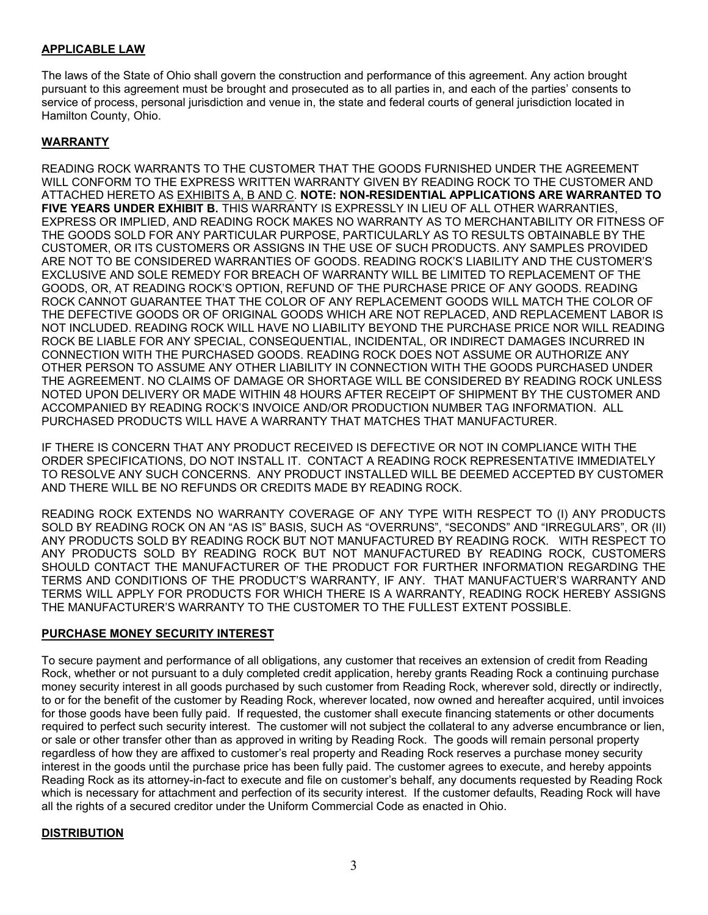## APPLICABLE LAW

The laws of the State of Ohio shall govern the construction and performance of this agreement. Any action brought pursuant to this agreement must be brought and prosecuted as to all parties in, and each of the parties' consents to service of process, personal jurisdiction and venue in, the state and federal courts of general jurisdiction located in Hamilton County, Ohio.

## WARRANTY

READING ROCK WARRANTS TO THE CUSTOMER THAT THE GOODS FURNISHED UNDER THE AGREEMENT WILL CONFORM TO THE EXPRESS WRITTEN WARRANTY GIVEN BY READING ROCK TO THE CUSTOMER AND ATTACHED HERETO AS EXHIBITS A, B AND C. **NOTE: NON-RESIDENTIAL APPLICATIONS ARE WARRANTED TO FIVE YEARS UNDER EXHIBIT B.** THIS WARRANTY IS EXPRESSLY IN LIEU OF ALL OTHER WARRANTIES, EXPRESS OR IMPLIED, AND READING ROCK MAKES NO WARRANTY AS TO MERCHANTABILITY OR FITNESS OF THE GOODS SOLD FOR ANY PARTICULAR PURPOSE, PARTICULARLY AS TO RESULTS OBTAINABLE BY THE CUSTOMER, OR ITS CUSTOMERS OR ASSIGNS IN THE USE OF SUCH PRODUCTS. ANY SAMPLES PROVIDED ARE NOT TO BE CONSIDERED WARRANTIES OF GOODS. READING ROCK'S LIABILITY AND THE CUSTOMER'S EXCLUSIVE AND SOLE REMEDY FOR BREACH OF WARRANTY WILL BE LIMITED TO REPLACEMENT OF THE GOODS, OR, AT READING ROCK'S OPTION, REFUND OF THE PURCHASE PRICE OF ANY GOODS. READING ROCK CANNOT GUARANTEE THAT THE COLOR OF ANY REPLACEMENT GOODS WILL MATCH THE COLOR OF THE DEFECTIVE GOODS OR OF ORIGINAL GOODS WHICH ARE NOT REPLACED, AND REPLACEMENT LABOR IS NOT INCLUDED. READING ROCK WILL HAVE NO LIABILITY BEYOND THE PURCHASE PRICE NOR WILL READING ROCK BE LIABLE FOR ANY SPECIAL, CONSEQUENTIAL, INCIDENTAL, OR INDIRECT DAMAGES INCURRED IN CONNECTION WITH THE PURCHASED GOODS. READING ROCK DOES NOT ASSUME OR AUTHORIZE ANY OTHER PERSON TO ASSUME ANY OTHER LIABILITY IN CONNECTION WITH THE GOODS PURCHASED UNDER THE AGREEMENT. NO CLAIMS OF DAMAGE OR SHORTAGE WILL BE CONSIDERED BY READING ROCK UNLESS NOTED UPON DELIVERY OR MADE WITHIN 48 HOURS AFTER RECEIPT OF SHIPMENT BY THE CUSTOMER AND ACCOMPANIED BY READING ROCK'S INVOICE AND/OR PRODUCTION NUMBER TAG INFORMATION. ALL PURCHASED PRODUCTS WILL HAVE A WARRANTY THAT MATCHES THAT MANUFACTURER.

IF THERE IS CONCERN THAT ANY PRODUCT RECEIVED IS DEFECTIVE OR NOT IN COMPLIANCE WITH THE ORDER SPECIFICATIONS, DO NOT INSTALL IT. CONTACT A READING ROCK REPRESENTATIVE IMMEDIATELY TO RESOLVE ANY SUCH CONCERNS. ANY PRODUCT INSTALLED WILL BE DEEMED ACCEPTED BY CUSTOMER AND THERE WILL BE NO REFUNDS OR CREDITS MADE BY READING ROCK.

READING ROCK EXTENDS NO WARRANTY COVERAGE OF ANY TYPE WITH RESPECT TO (I) ANY PRODUCTS SOLD BY READING ROCK ON AN "AS IS" BASIS, SUCH AS "OVERRUNS", "SECONDS" AND "IRREGULARS", OR (II) ANY PRODUCTS SOLD BY READING ROCK BUT NOT MANUFACTURED BY READING ROCK. WITH RESPECT TO ANY PRODUCTS SOLD BY READING ROCK BUT NOT MANUFACTURED BY READING ROCK, CUSTOMERS SHOULD CONTACT THE MANUFACTURER OF THE PRODUCT FOR FURTHER INFORMATION REGARDING THE TERMS AND CONDITIONS OF THE PRODUCT'S WARRANTY, IF ANY. THAT MANUFACTUER'S WARRANTY AND TERMS WILL APPLY FOR PRODUCTS FOR WHICH THERE IS A WARRANTY, READING ROCK HEREBY ASSIGNS THE MANUFACTURER'S WARRANTY TO THE CUSTOMER TO THE FULLEST EXTENT POSSIBLE.

## PURCHASE MONEY SECURITY INTEREST

To secure payment and performance of all obligations, any customer that receives an extension of credit from Reading Rock, whether or not pursuant to a duly completed credit application, hereby grants Reading Rock a continuing purchase money security interest in all goods purchased by such customer from Reading Rock, wherever sold, directly or indirectly, to or for the benefit of the customer by Reading Rock, wherever located, now owned and hereafter acquired, until invoices for those goods have been fully paid. If requested, the customer shall execute financing statements or other documents required to perfect such security interest. The customer will not subject the collateral to any adverse encumbrance or lien, or sale or other transfer other than as approved in writing by Reading Rock. The goods will remain personal property regardless of how they are affixed to customer's real property and Reading Rock reserves a purchase money security interest in the goods until the purchase price has been fully paid. The customer agrees to execute, and hereby appoints Reading Rock as its attorney-in-fact to execute and file on customer's behalf, any documents requested by Reading Rock which is necessary for attachment and perfection of its security interest. If the customer defaults, Reading Rock will have all the rights of a secured creditor under the Uniform Commercial Code as enacted in Ohio.

## DISTRIBUTION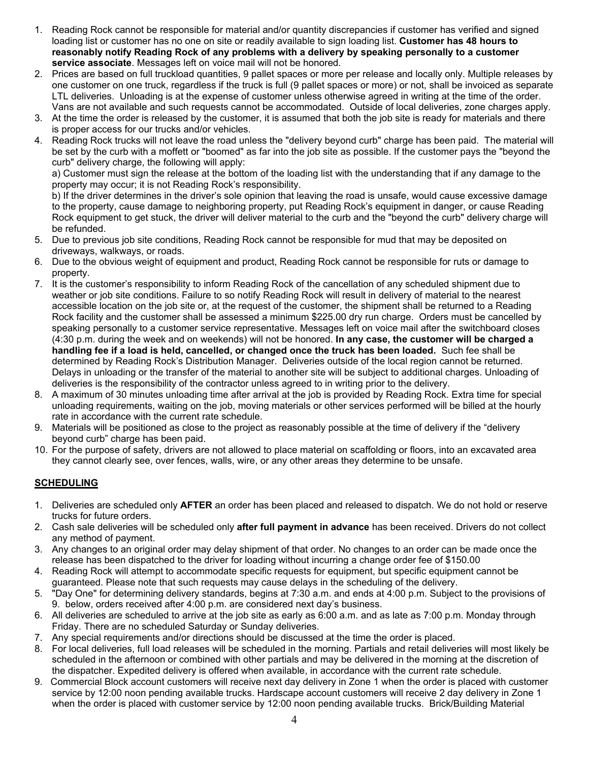1. Reading Rock cannot be responsible for material and/or quantity discrepancies if customer has verified and signed loading list or customer has no one on site or readily available to sign loading list. **Customer has 48 hours to reasonably notify Reading Rock of any problems with a delivery by speaking personally to a customer service associate**. Messages left on voice mail will not be honored.
2. Prices are based on full truckload quantities, 9 pallet spaces or more per release and locally only. Multiple releases by one customer on one truck, regardless if the truck is full (9 pallet spaces or more) or not, shall be invoiced as separate LTL deliveries. Unloading is at the expense of customer unless otherwise agreed in writing at the time of the order. Vans are not available and such requests cannot be accommodated. Outside of local deliveries, zone charges apply.
3. At the time the order is released by the customer, it is assumed that both the job site is ready for materials and there is proper access for our trucks and/or vehicles.
4. Reading Rock trucks will not leave the road unless the "delivery beyond curb" charge has been paid. The material will be set by the curb with a moffett or "boomed" as far into the job site as possible. If the customer pays the "beyond the curb" delivery charge, the following will apply:
   a) Customer must sign the release at the bottom of the loading list with the understanding that if any damage to the property may occur; it is not Reading Rock's responsibility.
   b) If the driver determines in the driver's sole opinion that leaving the road is unsafe, would cause excessive damage to the property, cause damage to neighboring property, put Reading Rock's equipment in danger, or cause Reading Rock equipment to get stuck, the driver will deliver material to the curb and the "beyond the curb" delivery charge will be refunded.
5. Due to previous job site conditions, Reading Rock cannot be responsible for mud that may be deposited on driveways, walkways, or roads.
6. Due to the obvious weight of equipment and product, Reading Rock cannot be responsible for ruts or damage to property.
7. It is the customer's responsibility to inform Reading Rock of the cancellation of any scheduled shipment due to weather or job site conditions. Failure to so notify Reading Rock will result in delivery of material to the nearest accessible location on the job site or, at the request of the customer, the shipment shall be returned to a Reading Rock facility and the customer shall be assessed a minimum $225.00 dry run charge. Orders must be cancelled by speaking personally to a customer service representative. Messages left on voice mail after the switchboard closes (4:30 p.m. during the week and on weekends) will not be honored. **In any case, the customer will be charged a handling fee if a load is held, cancelled, or changed once the truck has been loaded.** Such fee shall be determined by Reading Rock's Distribution Manager. Deliveries outside of the local region cannot be returned. Delays in unloading or the transfer of the material to another site will be subject to additional charges. Unloading of deliveries is the responsibility of the contractor unless agreed to in writing prior to the delivery.
8. A maximum of 30 minutes unloading time after arrival at the job is provided by Reading Rock. Extra time for special unloading requirements, waiting on the job, moving materials or other services performed will be billed at the hourly rate in accordance with the current rate schedule.
9. Materials will be positioned as close to the project as reasonably possible at the time of delivery if the "delivery beyond curb" charge has been paid.
10. For the purpose of safety, drivers are not allowed to place material on scaffolding or floors, into an excavated area they cannot clearly see, over fences, walls, wire, or any other areas they determine to be unsafe.

## SCHEDULING

1. Deliveries are scheduled only **AFTER** an order has been placed and released to dispatch. We do not hold or reserve trucks for future orders.
2. Cash sale deliveries will be scheduled only **after full payment in advance** has been received. Drivers do not collect any method of payment.
3. Any changes to an original order may delay shipment of that order. No changes to an order can be made once the release has been dispatched to the driver for loading without incurring a change order fee of $150.00
4. Reading Rock will attempt to accommodate specific requests for equipment, but specific equipment cannot be guaranteed. Please note that such requests may cause delays in the scheduling of the delivery.
5. "Day One" for determining delivery standards, begins at 7:30 a.m. and ends at 4:00 p.m. Subject to the provisions of 9. below, orders received after 4:00 p.m. are considered next day's business.
6. All deliveries are scheduled to arrive at the job site as early as 6:00 a.m. and as late as 7:00 p.m. Monday through Friday. There are no scheduled Saturday or Sunday deliveries.
7. Any special requirements and/or directions should be discussed at the time the order is placed.
8. For local deliveries, full load releases will be scheduled in the morning. Partials and retail deliveries will most likely be scheduled in the afternoon or combined with other partials and may be delivered in the morning at the discretion of the dispatcher. Expedited delivery is offered when available, in accordance with the current rate schedule.
9. Commercial Block account customers will receive next day delivery in Zone 1 when the order is placed with customer service by 12:00 noon pending available trucks. Hardscape account customers will receive 2 day delivery in Zone 1 when the order is placed with customer service by 12:00 noon pending available trucks. Brick/Building Material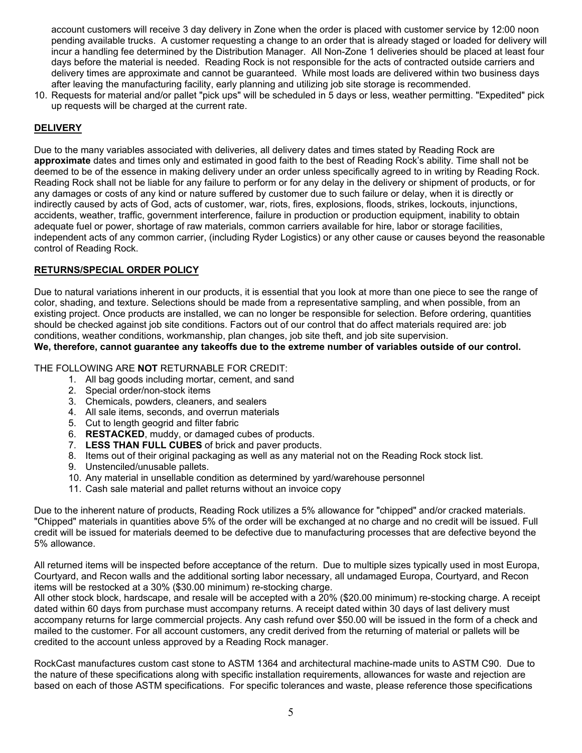account customers will receive 3 day delivery in Zone when the order is placed with customer service by 12:00 noon pending available trucks. A customer requesting a change to an order that is already staged or loaded for delivery will incur a handling fee determined by the Distribution Manager. All Non-Zone 1 deliveries should be placed at least four days before the material is needed. Reading Rock is not responsible for the acts of contracted outside carriers and delivery times are approximate and cannot be guaranteed. While most loads are delivered within two business days after leaving the manufacturing facility, early planning and utilizing job site storage is recommended.

10. Requests for material and/or pallet "pick ups" will be scheduled in 5 days or less, weather permitting. "Expedited" pick up requests will be charged at the current rate.

## DELIVERY

Due to the many variables associated with deliveries, all delivery dates and times stated by Reading Rock are **approximate** dates and times only and estimated in good faith to the best of Reading Rock's ability. Time shall not be deemed to be of the essence in making delivery under an order unless specifically agreed to in writing by Reading Rock. Reading Rock shall not be liable for any failure to perform or for any delay in the delivery or shipment of products, or for any damages or costs of any kind or nature suffered by customer due to such failure or delay, when it is directly or indirectly caused by acts of God, acts of customer, war, riots, fires, explosions, floods, strikes, lockouts, injunctions, accidents, weather, traffic, government interference, failure in production or production equipment, inability to obtain adequate fuel or power, shortage of raw materials, common carriers available for hire, labor or storage facilities, independent acts of any common carrier, (including Ryder Logistics) or any other cause or causes beyond the reasonable control of Reading Rock.

## RETURNS/SPECIAL ORDER POLICY

Due to natural variations inherent in our products, it is essential that you look at more than one piece to see the range of color, shading, and texture. Selections should be made from a representative sampling, and when possible, from an existing project. Once products are installed, we can no longer be responsible for selection. Before ordering, quantities should be checked against job site conditions. Factors out of our control that do affect materials required are: job conditions, weather conditions, workmanship, plan changes, job site theft, and job site supervision.
**We, therefore, cannot guarantee any takeoffs due to the extreme number of variables outside of our control.**

THE FOLLOWING ARE **NOT** RETURNABLE FOR CREDIT:

1. All bag goods including mortar, cement, and sand
2. Special order/non-stock items
3. Chemicals, powders, cleaners, and sealers
4. All sale items, seconds, and overrun materials
5. Cut to length geogrid and filter fabric
6. **RESTACKED**, muddy, or damaged cubes of products.
7. **LESS THAN FULL CUBES** of brick and paver products.
8. Items out of their original packaging as well as any material not on the Reading Rock stock list.
9. Unstenciled/unusable pallets.
10. Any material in unsellable condition as determined by yard/warehouse personnel
11. Cash sale material and pallet returns without an invoice copy

Due to the inherent nature of products, Reading Rock utilizes a 5% allowance for "chipped" and/or cracked materials. "Chipped" materials in quantities above 5% of the order will be exchanged at no charge and no credit will be issued. Full credit will be issued for materials deemed to be defective due to manufacturing processes that are defective beyond the 5% allowance.

All returned items will be inspected before acceptance of the return. Due to multiple sizes typically used in most Europa, Courtyard, and Recon walls and the additional sorting labor necessary, all undamaged Europa, Courtyard, and Recon items will be restocked at a 30% ($30.00 minimum) re-stocking charge.
All other stock block, hardscape, and resale will be accepted with a 20% ($20.00 minimum) re-stocking charge. A receipt dated within 60 days from purchase must accompany returns. A receipt dated within 30 days of last delivery must accompany returns for large commercial projects. Any cash refund over $50.00 will be issued in the form of a check and mailed to the customer. For all account customers, any credit derived from the returning of material or pallets will be credited to the account unless approved by a Reading Rock manager.

RockCast manufactures custom cast stone to ASTM 1364 and architectural machine-made units to ASTM C90. Due to the nature of these specifications along with specific installation requirements, allowances for waste and rejection are based on each of those ASTM specifications. For specific tolerances and waste, please reference those specifications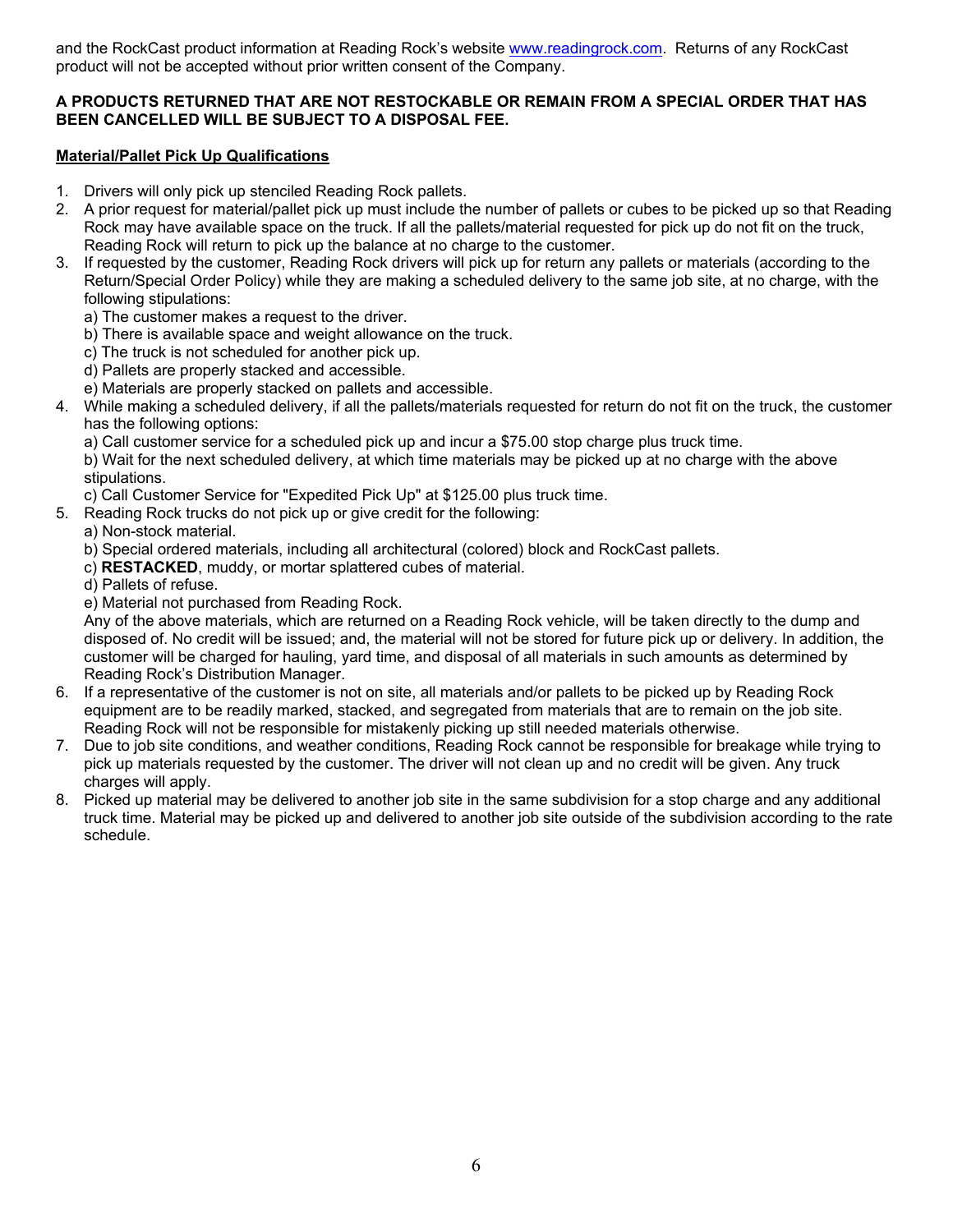and the RockCast product information at Reading Rock's website [www.readingrock.com](http://www.readingrock.com). Returns of any RockCast product will not be accepted without prior written consent of the Company.

**A PRODUCTS RETURNED THAT ARE NOT RESTOCKABLE OR REMAIN FROM A SPECIAL ORDER THAT HAS BEEN CANCELLED WILL BE SUBJECT TO A DISPOSAL FEE.**

**<u>Material/Pallet Pick Up Qualifications</u>**

1. Drivers will only pick up stenciled Reading Rock pallets.
2. A prior request for material/pallet pick up must include the number of pallets or cubes to be picked up so that Reading Rock may have available space on the truck. If all the pallets/material requested for pick up do not fit on the truck, Reading Rock will return to pick up the balance at no charge to the customer.
3. If requested by the customer, Reading Rock drivers will pick up for return any pallets or materials (according to the Return/Special Order Policy) while they are making a scheduled delivery to the same job site, at no charge, with the following stipulations:
   a) The customer makes a request to the driver.
   b) There is available space and weight allowance on the truck.
   c) The truck is not scheduled for another pick up.
   d) Pallets are properly stacked and accessible.
   e) Materials are properly stacked on pallets and accessible.
4. While making a scheduled delivery, if all the pallets/materials requested for return do not fit on the truck, the customer has the following options:
   a) Call customer service for a scheduled pick up and incur a $75.00 stop charge plus truck time.
   b) Wait for the next scheduled delivery, at which time materials may be picked up at no charge with the above stipulations.
   c) Call Customer Service for "Expedited Pick Up" at $125.00 plus truck time.
5. Reading Rock trucks do not pick up or give credit for the following:
   a) Non-stock material.
   b) Special ordered materials, including all architectural (colored) block and RockCast pallets.
   c) **RESTACKED**, muddy, or mortar splattered cubes of material.
   d) Pallets of refuse.
   e) Material not purchased from Reading Rock.
   Any of the above materials, which are returned on a Reading Rock vehicle, will be taken directly to the dump and disposed of. No credit will be issued; and, the material will not be stored for future pick up or delivery. In addition, the customer will be charged for hauling, yard time, and disposal of all materials in such amounts as determined by Reading Rock's Distribution Manager.
6. If a representative of the customer is not on site, all materials and/or pallets to be picked up by Reading Rock equipment are to be readily marked, stacked, and segregated from materials that are to remain on the job site. Reading Rock will not be responsible for mistakenly picking up still needed materials otherwise.
7. Due to job site conditions, and weather conditions, Reading Rock cannot be responsible for breakage while trying to pick up materials requested by the customer. The driver will not clean up and no credit will be given. Any truck charges will apply.
8. Picked up material may be delivered to another job site in the same subdivision for a stop charge and any additional truck time. Material may be picked up and delivered to another job site outside of the subdivision according to the rate schedule.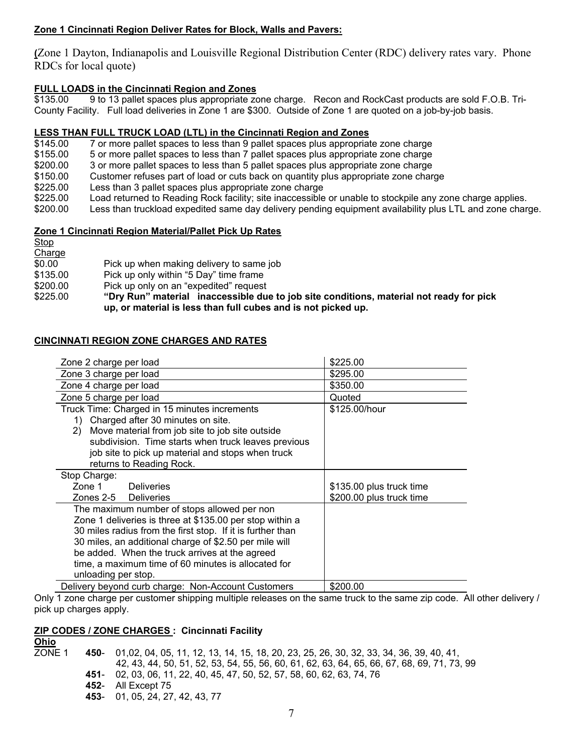**Zone 1 Cincinnati Region Deliver Rates for Block, Walls and Pavers:**

(Zone 1 Dayton, Indianapolis and Louisville Regional Distribution Center (RDC) delivery rates vary. Phone RDCs for local quote)

**FULL LOADS in the Cincinnati Region and Zones**

| | |
|---|---|
| $135.00 | 9 to 13 pallet spaces plus appropriate zone charge. Recon and RockCast products are sold F.O.B. Tri-County Facility. Full load deliveries in Zone 1 are $300. Outside of Zone 1 are quoted on a job-by-job basis. |

**LESS THAN FULL TRUCK LOAD (LTL) in the Cincinnati Region and Zones**

| | |
|---|---|
| $145.00 | 7 or more pallet spaces to less than 9 pallet spaces plus appropriate zone charge |
| $155.00 | 5 or more pallet spaces to less than 7 pallet spaces plus appropriate zone charge |
| $200.00 | 3 or more pallet spaces to less than 5 pallet spaces plus appropriate zone charge |
| $150.00 | Customer refuses part of load or cuts back on quantity plus appropriate zone charge |
| $225.00 | Less than 3 pallet spaces plus appropriate zone charge |
| $225.00 | Load returned to Reading Rock facility; site inaccessible or unable to stockpile any zone charge applies. |
| $200.00 | Less than truckload expedited same day delivery pending equipment availability plus LTL and zone charge. |

**Zone 1 Cincinnati Region Material/Pallet Pick Up Rates**

| Stop Charge | |
|---|---|
| $0.00 | Pick up when making delivery to same job |
| $135.00 | Pick up only within "5 Day" time frame |
| $200.00 | Pick up only on an "expedited" request |
| $225.00 | **"Dry Run" material inaccessible due to job site conditions, material not ready for pick up, or material is less than full cubes and is not picked up.** |

**CINCINNATI REGION ZONE CHARGES AND RATES**

| | |
|---|---|
| Zone 2 charge per load | $225.00 |
| Zone 3 charge per load | $295.00 |
| Zone 4 charge per load | $350.00 |
| Zone 5 charge per load | Quoted |
| Truck Time: Charged in 15 minutes increments<br>1) Charged after 30 minutes on site.<br>2) Move material from job site to job site outside subdivision. Time starts when truck leaves previous job site to pick up material and stops when truck returns to Reading Rock. | $125.00/hour |
| Stop Charge:<br>Zone 1 Deliveries<br>Zones 2-5 Deliveries | <br>$135.00 plus truck time<br>$200.00 plus truck time |
| The maximum number of stops allowed per non Zone 1 deliveries is three at $135.00 per stop within a 30 miles radius from the first stop. If it is further than 30 miles, an additional charge of $2.50 per mile will be added. When the truck arrives at the agreed time, a maximum time of 60 minutes is allocated for unloading per stop. | |
| Delivery beyond curb charge: Non-Account Customers | $200.00 |

Only 1 zone charge per customer shipping multiple releases on the same truck to the same zip code. All other delivery / pick up charges apply.

**ZIP CODES / ZONE CHARGES : Cincinnati Facility**

**Ohio**

ZONE 1
- **450**- 01,02, 04, 05, 11, 12, 13, 14, 15, 18, 20, 23, 25, 26, 30, 32, 33, 34, 36, 39, 40, 41, 42, 43, 44, 50, 51, 52, 53, 54, 55, 56, 60, 61, 62, 63, 64, 65, 66, 67, 68, 69, 71, 73, 99
- **451**- 02, 03, 06, 11, 22, 40, 45, 47, 50, 52, 57, 58, 60, 62, 63, 74, 76
- **452**- All Except 75
- **453**- 01, 05, 24, 27, 42, 43, 77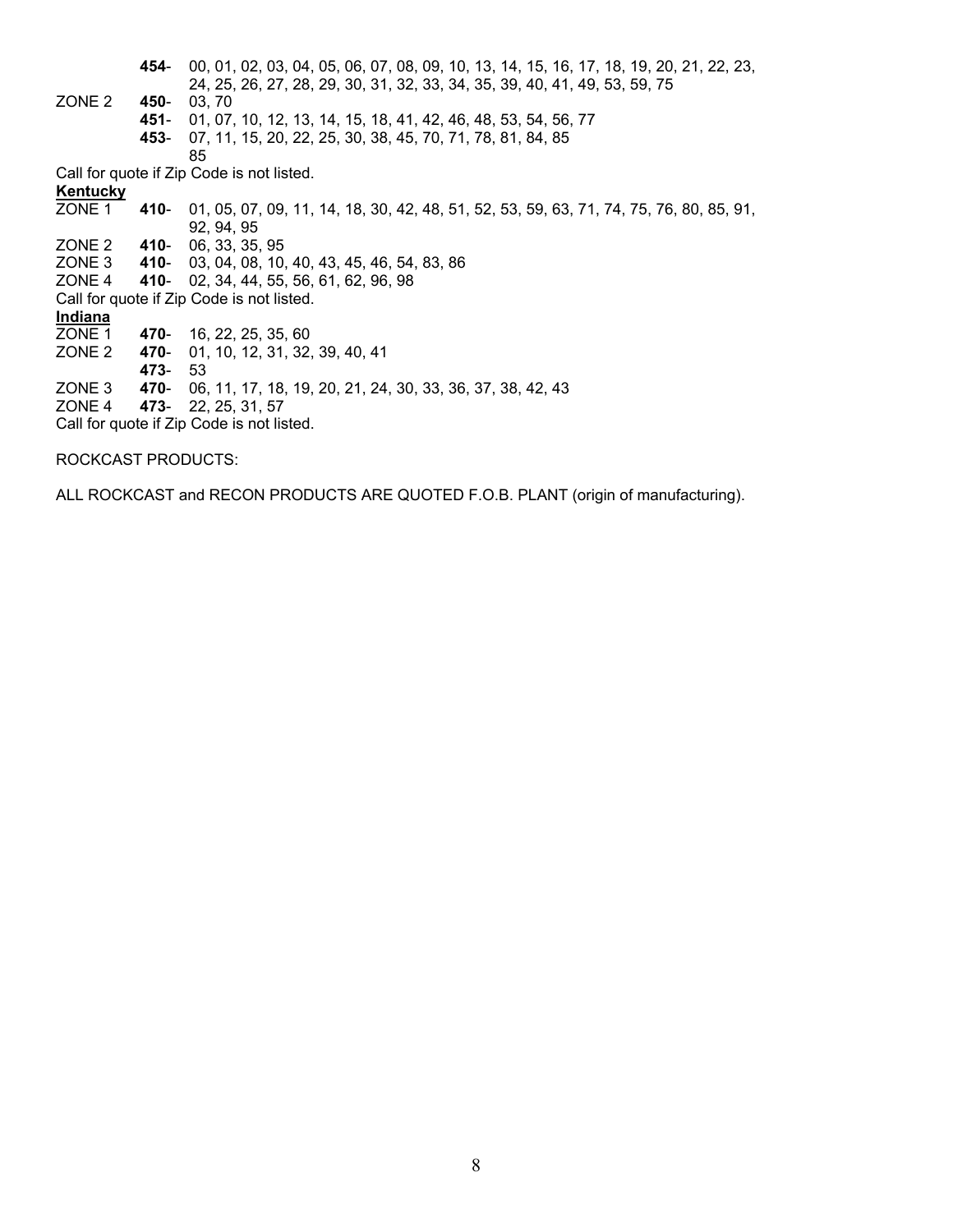| | | |
|---|---|---|
| | **454**- | 00, 01, 02, 03, 04, 05, 06, 07, 08, 09, 10, 13, 14, 15, 16, 17, 18, 19, 20, 21, 22, 23, 24, 25, 26, 27, 28, 29, 30, 31, 32, 33, 34, 35, 39, 40, 41, 49, 53, 59, 75 |
| ZONE 2 | **450**- | 03, 70 |
| | **451**- | 01, 07, 10, 12, 13, 14, 15, 18, 41, 42, 46, 48, 53, 54, 56, 77 |
| | **453**- | 07, 11, 15, 20, 22, 25, 30, 38, 45, 70, 71, 78, 81, 84, 85 85 |

Call for quote if Zip Code is not listed.

**Kentucky**

| | | |
|---|---|---|
| ZONE 1 | **410**- | 01, 05, 07, 09, 11, 14, 18, 30, 42, 48, 51, 52, 53, 59, 63, 71, 74, 75, 76, 80, 85, 91, 92, 94, 95 |
| ZONE 2 | **410**- | 06, 33, 35, 95 |
| ZONE 3 | **410**- | 03, 04, 08, 10, 40, 43, 45, 46, 54, 83, 86 |
| ZONE 4 | **410**- | 02, 34, 44, 55, 56, 61, 62, 96, 98 |

Call for quote if Zip Code is not listed.

**Indiana**

| | | |
|---|---|---|
| ZONE 1 | **470**- | 16, 22, 25, 35, 60 |
| ZONE 2 | **470**- | 01, 10, 12, 31, 32, 39, 40, 41 |
| | **473**- | 53 |
| ZONE 3 | **470**- | 06, 11, 17, 18, 19, 20, 21, 24, 30, 33, 36, 37, 38, 42, 43 |
| ZONE 4 | **473**- | 22, 25, 31, 57 |

Call for quote if Zip Code is not listed.

ROCKCAST PRODUCTS:

ALL ROCKCAST and RECON PRODUCTS ARE QUOTED F.O.B. PLANT (origin of manufacturing).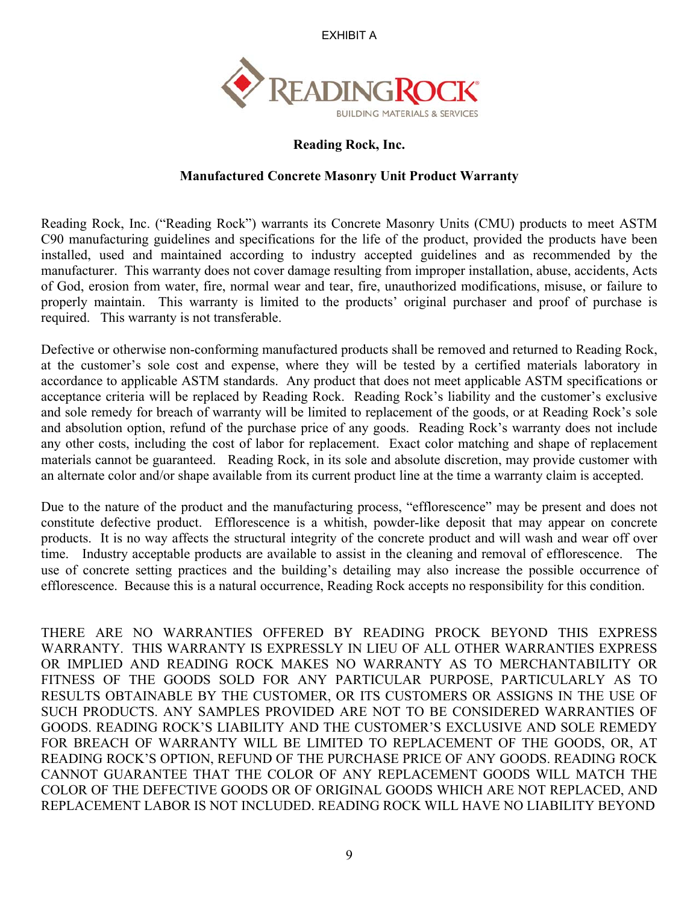EXHIBIT A

READINGROCK®
BUILDING MATERIALS & SERVICES

**Reading Rock, Inc.**

**Manufactured Concrete Masonry Unit Product Warranty**

Reading Rock, Inc. ("Reading Rock") warrants its Concrete Masonry Units (CMU) products to meet ASTM C90 manufacturing guidelines and specifications for the life of the product, provided the products have been installed, used and maintained according to industry accepted guidelines and as recommended by the manufacturer. This warranty does not cover damage resulting from improper installation, abuse, accidents, Acts of God, erosion from water, fire, normal wear and tear, fire, unauthorized modifications, misuse, or failure to properly maintain. This warranty is limited to the products' original purchaser and proof of purchase is required. This warranty is not transferable.

Defective or otherwise non-conforming manufactured products shall be removed and returned to Reading Rock, at the customer's sole cost and expense, where they will be tested by a certified materials laboratory in accordance to applicable ASTM standards. Any product that does not meet applicable ASTM specifications or acceptance criteria will be replaced by Reading Rock. Reading Rock's liability and the customer's exclusive and sole remedy for breach of warranty will be limited to replacement of the goods, or at Reading Rock's sole and absolution option, refund of the purchase price of any goods. Reading Rock's warranty does not include any other costs, including the cost of labor for replacement. Exact color matching and shape of replacement materials cannot be guaranteed. Reading Rock, in its sole and absolute discretion, may provide customer with an alternate color and/or shape available from its current product line at the time a warranty claim is accepted.

Due to the nature of the product and the manufacturing process, "efflorescence" may be present and does not constitute defective product. Efflorescence is a whitish, powder-like deposit that may appear on concrete products. It is no way affects the structural integrity of the concrete product and will wash and wear off over time. Industry acceptable products are available to assist in the cleaning and removal of efflorescence. The use of concrete setting practices and the building's detailing may also increase the possible occurrence of efflorescence. Because this is a natural occurrence, Reading Rock accepts no responsibility for this condition.

THERE ARE NO WARRANTIES OFFERED BY READING PROCK BEYOND THIS EXPRESS WARRANTY. THIS WARRANTY IS EXPRESSLY IN LIEU OF ALL OTHER WARRANTIES EXPRESS OR IMPLIED AND READING ROCK MAKES NO WARRANTY AS TO MERCHANTABILITY OR FITNESS OF THE GOODS SOLD FOR ANY PARTICULAR PURPOSE, PARTICULARLY AS TO RESULTS OBTAINABLE BY THE CUSTOMER, OR ITS CUSTOMERS OR ASSIGNS IN THE USE OF SUCH PRODUCTS. ANY SAMPLES PROVIDED ARE NOT TO BE CONSIDERED WARRANTIES OF GOODS. READING ROCK'S LIABILITY AND THE CUSTOMER'S EXCLUSIVE AND SOLE REMEDY FOR BREACH OF WARRANTY WILL BE LIMITED TO REPLACEMENT OF THE GOODS, OR, AT READING ROCK'S OPTION, REFUND OF THE PURCHASE PRICE OF ANY GOODS. READING ROCK CANNOT GUARANTEE THAT THE COLOR OF ANY REPLACEMENT GOODS WILL MATCH THE COLOR OF THE DEFECTIVE GOODS OR OF ORIGINAL GOODS WHICH ARE NOT REPLACED, AND REPLACEMENT LABOR IS NOT INCLUDED. READING ROCK WILL HAVE NO LIABILITY BEYOND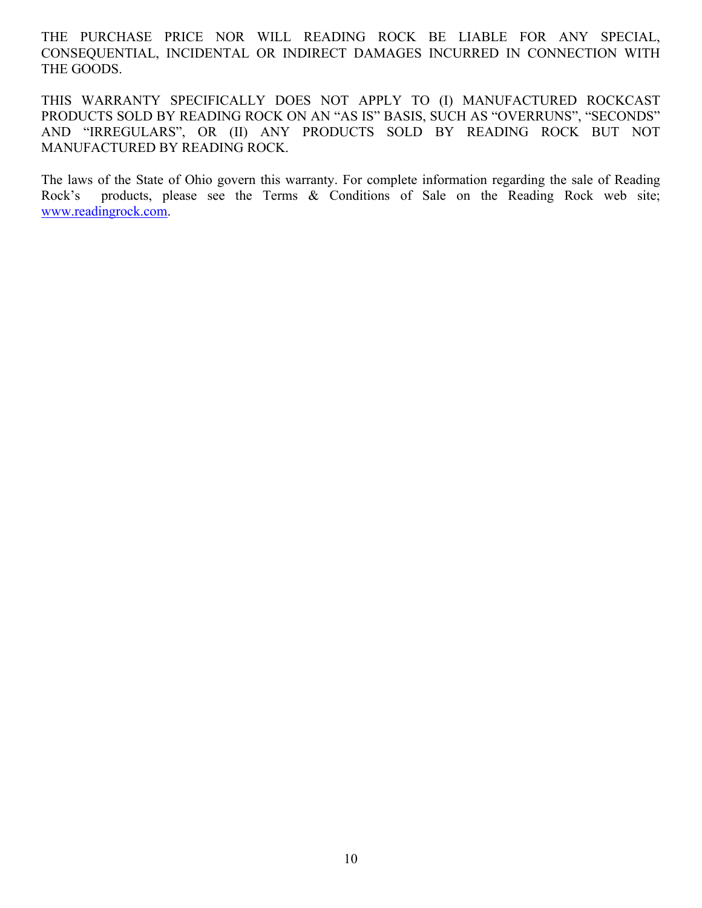THE PURCHASE PRICE NOR WILL READING ROCK BE LIABLE FOR ANY SPECIAL, CONSEQUENTIAL, INCIDENTAL OR INDIRECT DAMAGES INCURRED IN CONNECTION WITH THE GOODS.

THIS WARRANTY SPECIFICALLY DOES NOT APPLY TO (I) MANUFACTURED ROCKCAST PRODUCTS SOLD BY READING ROCK ON AN "AS IS" BASIS, SUCH AS "OVERRUNS", "SECONDS" AND "IRREGULARS", OR (II) ANY PRODUCTS SOLD BY READING ROCK BUT NOT MANUFACTURED BY READING ROCK.

The laws of the State of Ohio govern this warranty. For complete information regarding the sale of Reading Rock's products, please see the Terms & Conditions of Sale on the Reading Rock web site; [www.readingrock.com](http://www.readingrock.com).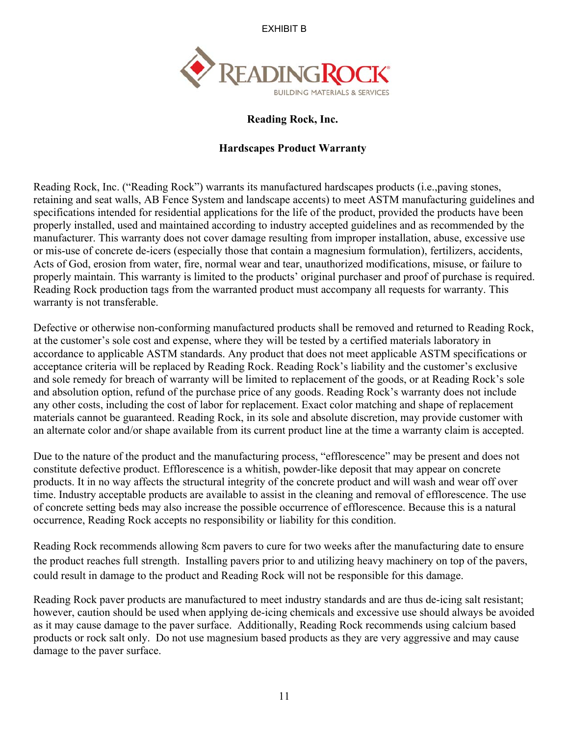EXHIBIT B

READINGROCK®
BUILDING MATERIALS & SERVICES

**Reading Rock, Inc.**

**Hardscapes Product Warranty**

Reading Rock, Inc. ("Reading Rock") warrants its manufactured hardscapes products (i.e.,paving stones, retaining and seat walls, AB Fence System and landscape accents) to meet ASTM manufacturing guidelines and specifications intended for residential applications for the life of the product, provided the products have been properly installed, used and maintained according to industry accepted guidelines and as recommended by the manufacturer. This warranty does not cover damage resulting from improper installation, abuse, excessive use or mis-use of concrete de-icers (especially those that contain a magnesium formulation), fertilizers, accidents, Acts of God, erosion from water, fire, normal wear and tear, unauthorized modifications, misuse, or failure to properly maintain. This warranty is limited to the products' original purchaser and proof of purchase is required. Reading Rock production tags from the warranted product must accompany all requests for warranty. This warranty is not transferable.

Defective or otherwise non-conforming manufactured products shall be removed and returned to Reading Rock, at the customer's sole cost and expense, where they will be tested by a certified materials laboratory in accordance to applicable ASTM standards. Any product that does not meet applicable ASTM specifications or acceptance criteria will be replaced by Reading Rock. Reading Rock's liability and the customer's exclusive and sole remedy for breach of warranty will be limited to replacement of the goods, or at Reading Rock's sole and absolution option, refund of the purchase price of any goods. Reading Rock's warranty does not include any other costs, including the cost of labor for replacement. Exact color matching and shape of replacement materials cannot be guaranteed. Reading Rock, in its sole and absolute discretion, may provide customer with an alternate color and/or shape available from its current product line at the time a warranty claim is accepted.

Due to the nature of the product and the manufacturing process, "efflorescence" may be present and does not constitute defective product. Efflorescence is a whitish, powder-like deposit that may appear on concrete products. It in no way affects the structural integrity of the concrete product and will wash and wear off over time. Industry acceptable products are available to assist in the cleaning and removal of efflorescence. The use of concrete setting beds may also increase the possible occurrence of efflorescence. Because this is a natural occurrence, Reading Rock accepts no responsibility or liability for this condition.

Reading Rock recommends allowing 8cm pavers to cure for two weeks after the manufacturing date to ensure the product reaches full strength. Installing pavers prior to and utilizing heavy machinery on top of the pavers, could result in damage to the product and Reading Rock will not be responsible for this damage.

Reading Rock paver products are manufactured to meet industry standards and are thus de-icing salt resistant; however, caution should be used when applying de-icing chemicals and excessive use should always be avoided as it may cause damage to the paver surface. Additionally, Reading Rock recommends using calcium based products or rock salt only. Do not use magnesium based products as they are very aggressive and may cause damage to the paver surface.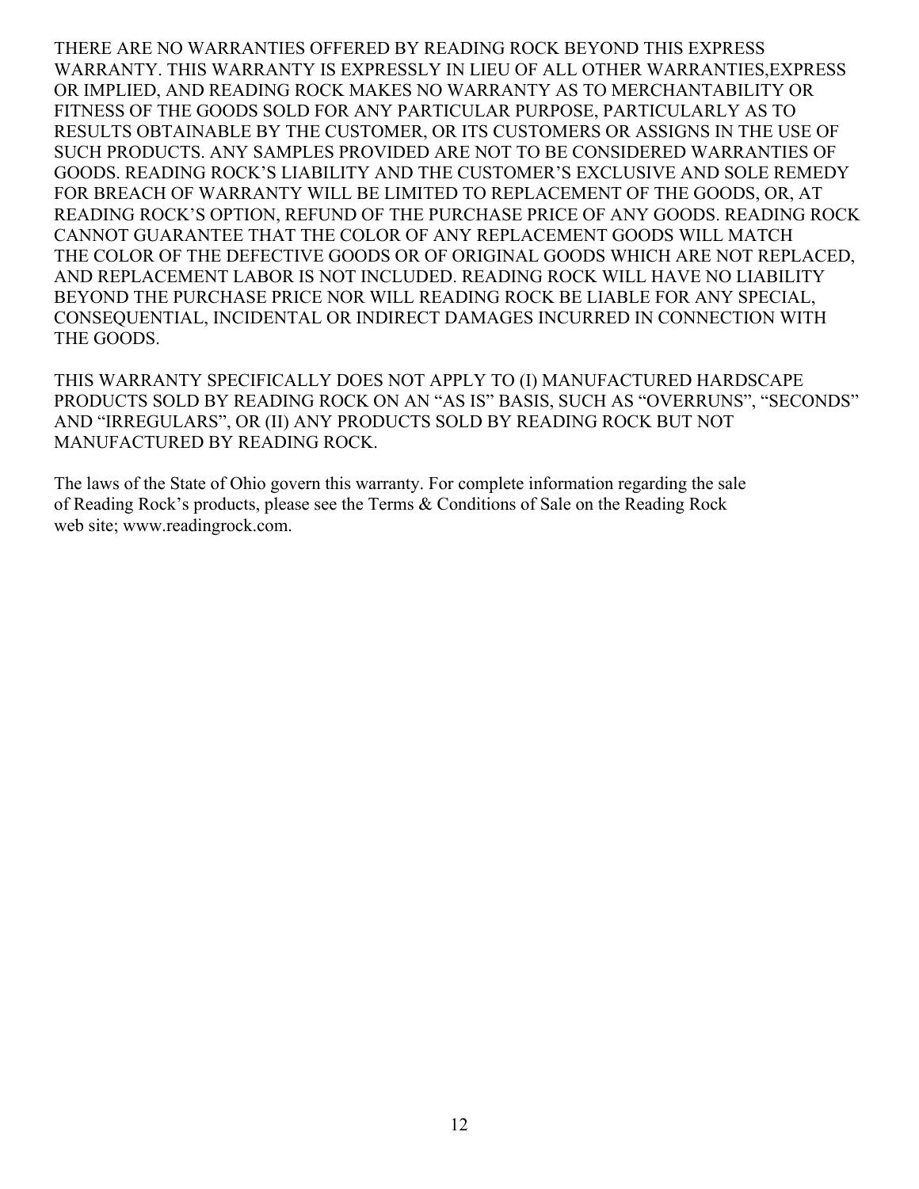THERE ARE NO WARRANTIES OFFERED BY READING ROCK BEYOND THIS EXPRESS WARRANTY. THIS WARRANTY IS EXPRESSLY IN LIEU OF ALL OTHER WARRANTIES,EXPRESS OR IMPLIED, AND READING ROCK MAKES NO WARRANTY AS TO MERCHANTABILITY OR FITNESS OF THE GOODS SOLD FOR ANY PARTICULAR PURPOSE, PARTICULARLY AS TO RESULTS OBTAINABLE BY THE CUSTOMER, OR ITS CUSTOMERS OR ASSIGNS IN THE USE OF SUCH PRODUCTS. ANY SAMPLES PROVIDED ARE NOT TO BE CONSIDERED WARRANTIES OF GOODS. READING ROCK'S LIABILITY AND THE CUSTOMER'S EXCLUSIVE AND SOLE REMEDY FOR BREACH OF WARRANTY WILL BE LIMITED TO REPLACEMENT OF THE GOODS, OR, AT READING ROCK'S OPTION, REFUND OF THE PURCHASE PRICE OF ANY GOODS. READING ROCK CANNOT GUARANTEE THAT THE COLOR OF ANY REPLACEMENT GOODS WILL MATCH THE COLOR OF THE DEFECTIVE GOODS OR OF ORIGINAL GOODS WHICH ARE NOT REPLACED, AND REPLACEMENT LABOR IS NOT INCLUDED. READING ROCK WILL HAVE NO LIABILITY BEYOND THE PURCHASE PRICE NOR WILL READING ROCK BE LIABLE FOR ANY SPECIAL, CONSEQUENTIAL, INCIDENTAL OR INDIRECT DAMAGES INCURRED IN CONNECTION WITH THE GOODS.

THIS WARRANTY SPECIFICALLY DOES NOT APPLY TO (I) MANUFACTURED HARDSCAPE PRODUCTS SOLD BY READING ROCK ON AN "AS IS" BASIS, SUCH AS "OVERRUNS", "SECONDS" AND "IRREGULARS", OR (II) ANY PRODUCTS SOLD BY READING ROCK BUT NOT MANUFACTURED BY READING ROCK.

The laws of the State of Ohio govern this warranty. For complete information regarding the sale of Reading Rock's products, please see the Terms & Conditions of Sale on the Reading Rock web site; www.readingrock.com.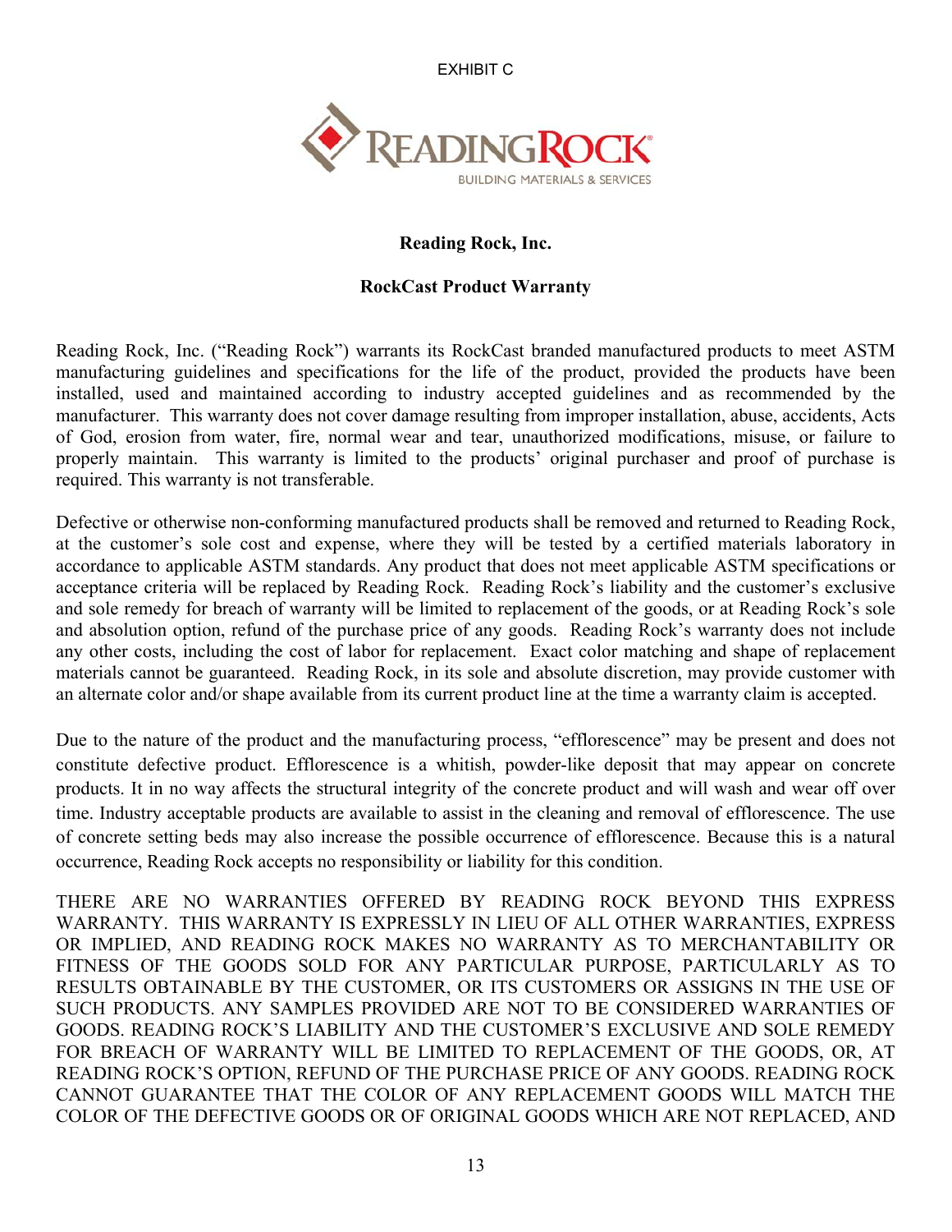EXHIBIT C

**Reading Rock, Inc.**

**RockCast Product Warranty**

Reading Rock, Inc. ("Reading Rock") warrants its RockCast branded manufactured products to meet ASTM manufacturing guidelines and specifications for the life of the product, provided the products have been installed, used and maintained according to industry accepted guidelines and as recommended by the manufacturer. This warranty does not cover damage resulting from improper installation, abuse, accidents, Acts of God, erosion from water, fire, normal wear and tear, unauthorized modifications, misuse, or failure to properly maintain. This warranty is limited to the products' original purchaser and proof of purchase is required. This warranty is not transferable.

Defective or otherwise non-conforming manufactured products shall be removed and returned to Reading Rock, at the customer's sole cost and expense, where they will be tested by a certified materials laboratory in accordance to applicable ASTM standards. Any product that does not meet applicable ASTM specifications or acceptance criteria will be replaced by Reading Rock. Reading Rock's liability and the customer's exclusive and sole remedy for breach of warranty will be limited to replacement of the goods, or at Reading Rock's sole and absolution option, refund of the purchase price of any goods. Reading Rock's warranty does not include any other costs, including the cost of labor for replacement. Exact color matching and shape of replacement materials cannot be guaranteed. Reading Rock, in its sole and absolute discretion, may provide customer with an alternate color and/or shape available from its current product line at the time a warranty claim is accepted.

Due to the nature of the product and the manufacturing process, "efflorescence" may be present and does not constitute defective product. Efflorescence is a whitish, powder-like deposit that may appear on concrete products. It in no way affects the structural integrity of the concrete product and will wash and wear off over time. Industry acceptable products are available to assist in the cleaning and removal of efflorescence. The use of concrete setting beds may also increase the possible occurrence of efflorescence. Because this is a natural occurrence, Reading Rock accepts no responsibility or liability for this condition.

THERE ARE NO WARRANTIES OFFERED BY READING ROCK BEYOND THIS EXPRESS WARRANTY. THIS WARRANTY IS EXPRESSLY IN LIEU OF ALL OTHER WARRANTIES, EXPRESS OR IMPLIED, AND READING ROCK MAKES NO WARRANTY AS TO MERCHANTABILITY OR FITNESS OF THE GOODS SOLD FOR ANY PARTICULAR PURPOSE, PARTICULARLY AS TO RESULTS OBTAINABLE BY THE CUSTOMER, OR ITS CUSTOMERS OR ASSIGNS IN THE USE OF SUCH PRODUCTS. ANY SAMPLES PROVIDED ARE NOT TO BE CONSIDERED WARRANTIES OF GOODS. READING ROCK'S LIABILITY AND THE CUSTOMER'S EXCLUSIVE AND SOLE REMEDY FOR BREACH OF WARRANTY WILL BE LIMITED TO REPLACEMENT OF THE GOODS, OR, AT READING ROCK'S OPTION, REFUND OF THE PURCHASE PRICE OF ANY GOODS. READING ROCK CANNOT GUARANTEE THAT THE COLOR OF ANY REPLACEMENT GOODS WILL MATCH THE COLOR OF THE DEFECTIVE GOODS OR OF ORIGINAL GOODS WHICH ARE NOT REPLACED, AND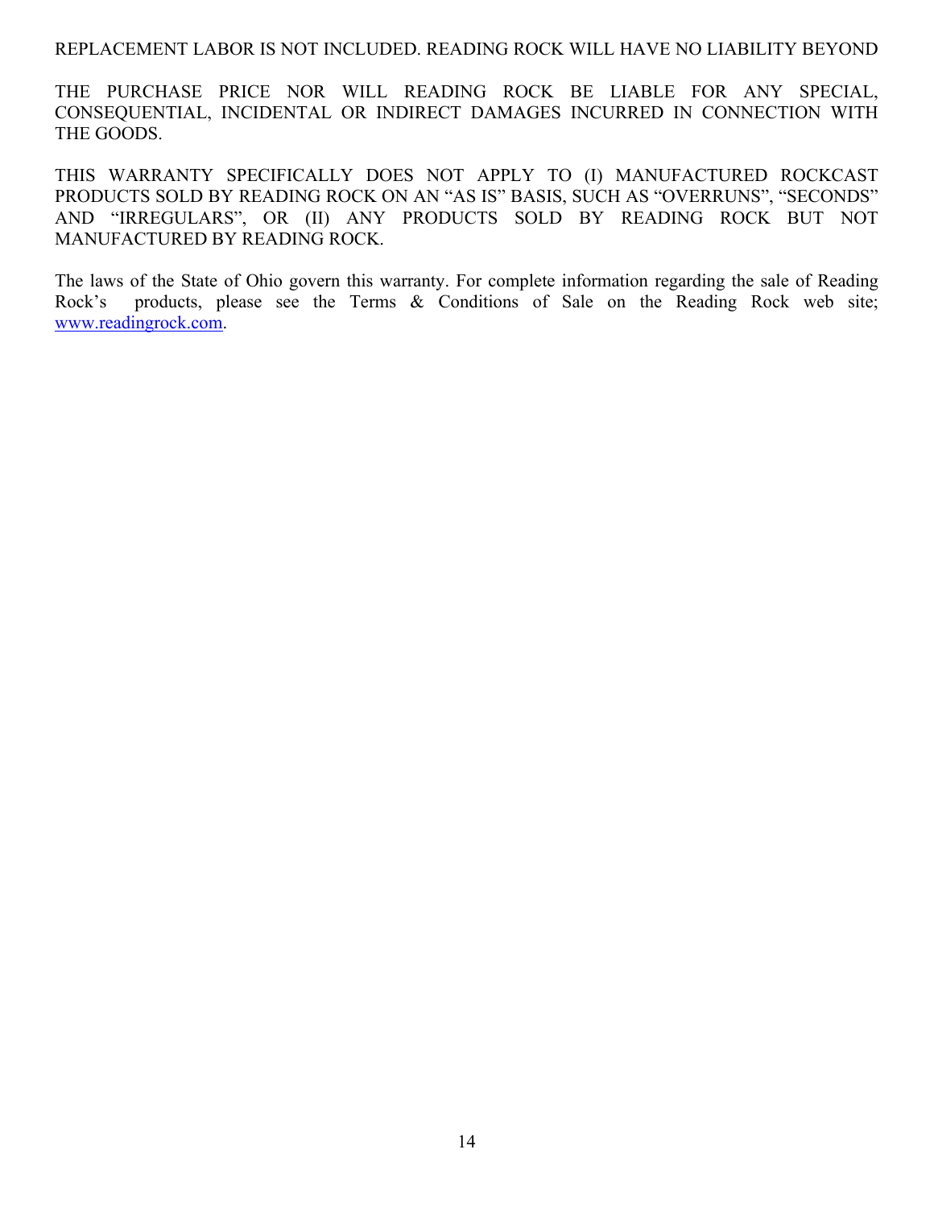REPLACEMENT LABOR IS NOT INCLUDED. READING ROCK WILL HAVE NO LIABILITY BEYOND

THE PURCHASE PRICE NOR WILL READING ROCK BE LIABLE FOR ANY SPECIAL, CONSEQUENTIAL, INCIDENTAL OR INDIRECT DAMAGES INCURRED IN CONNECTION WITH THE GOODS.

THIS WARRANTY SPECIFICALLY DOES NOT APPLY TO (I) MANUFACTURED ROCKCAST PRODUCTS SOLD BY READING ROCK ON AN "AS IS" BASIS, SUCH AS "OVERRUNS", "SECONDS" AND "IRREGULARS", OR (II) ANY PRODUCTS SOLD BY READING ROCK BUT NOT MANUFACTURED BY READING ROCK.

The laws of the State of Ohio govern this warranty. For complete information regarding the sale of Reading Rock's products, please see the Terms & Conditions of Sale on the Reading Rock web site; www.readingrock.com.